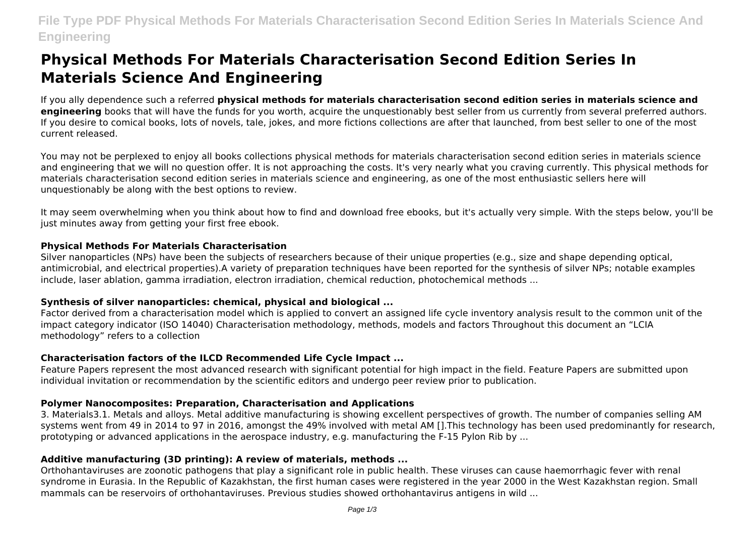# Physical Methods For Materials Characterisation Second Edition Series In Materials Science And Engineering

If you ally dependence such a referred **physical methods for materials characterisation second edition series in materials science and engineering** books that will have the funds for you worth, acquire the unquestionably best seller from us currently from several preferred authors. If you desire to comical books, lots of novels, tale, jokes, and more fictions collections are after that launched, from best seller to one of the most current released.

You may not be perplexed to enjoy all books collections physical methods for materials characterisation second edition series in materials science and engineering that we will no question offer. It is not approaching the costs. It's very nearly what you craving currently. This physical methods for materials characterisation second edition series in materials science and engineering, as one of the most enthusiastic sellers here will unquestionably be along with the best options to review.

It may seem overwhelming when you think about how to find and download free ebooks, but it's actually very simple. With the steps below, you'll be just minutes away from getting your first free ebook.

### Physical Methods For Materials Characterisation

Silver nanoparticles (NPs) have been the subjects of researchers because of their unique properties (e.g., size and shape depending optical, antimicrobial, and electrical properties).A variety of preparation techniques have been reported for the synthesis of silver NPs; notable examples include, laser ablation, gamma irradiation, electron irradiation, chemical reduction, photochemical methods ...

### Synthesis of silver nanoparticles: chemical, physical and biological ...

Factor derived from a characterisation model which is applied to convert an assigned life cycle inventory analysis result to the common unit of the impact category indicator (ISO 14040) Characterisation methodology, methods, models and factors Throughout this document an "LCIA methodology" refers to a collection

### Characterisation factors of the ILCD Recommended Life Cycle Impact ...

Feature Papers represent the most advanced research with significant potential for high impact in the field. Feature Papers are submitted upon individual invitation or recommendation by the scientific editors and undergo peer review prior to publication.

### Polymer Nanocomposites: Preparation, Characterisation and Applications

3. Materials3.1. Metals and alloys. Metal additive manufacturing is showing excellent perspectives of growth. The number of companies selling AM systems went from 49 in 2014 to 97 in 2016, amongst the 49% involved with metal AM [].This technology has been used predominantly for research, prototyping or advanced applications in the aerospace industry, e.g. manufacturing the F-15 Pylon Rib by ...

### Additive manufacturing (3D printing): A review of materials, methods ...

Orthohantaviruses are zoonotic pathogens that play a significant role in public health. These viruses can cause haemorrhagic fever with renal syndrome in Eurasia. In the Republic of Kazakhstan, the first human cases were registered in the year 2000 in the West Kazakhstan region. Small mammals can be reservoirs of orthohantaviruses. Previous studies showed orthohantavirus antigens in wild ...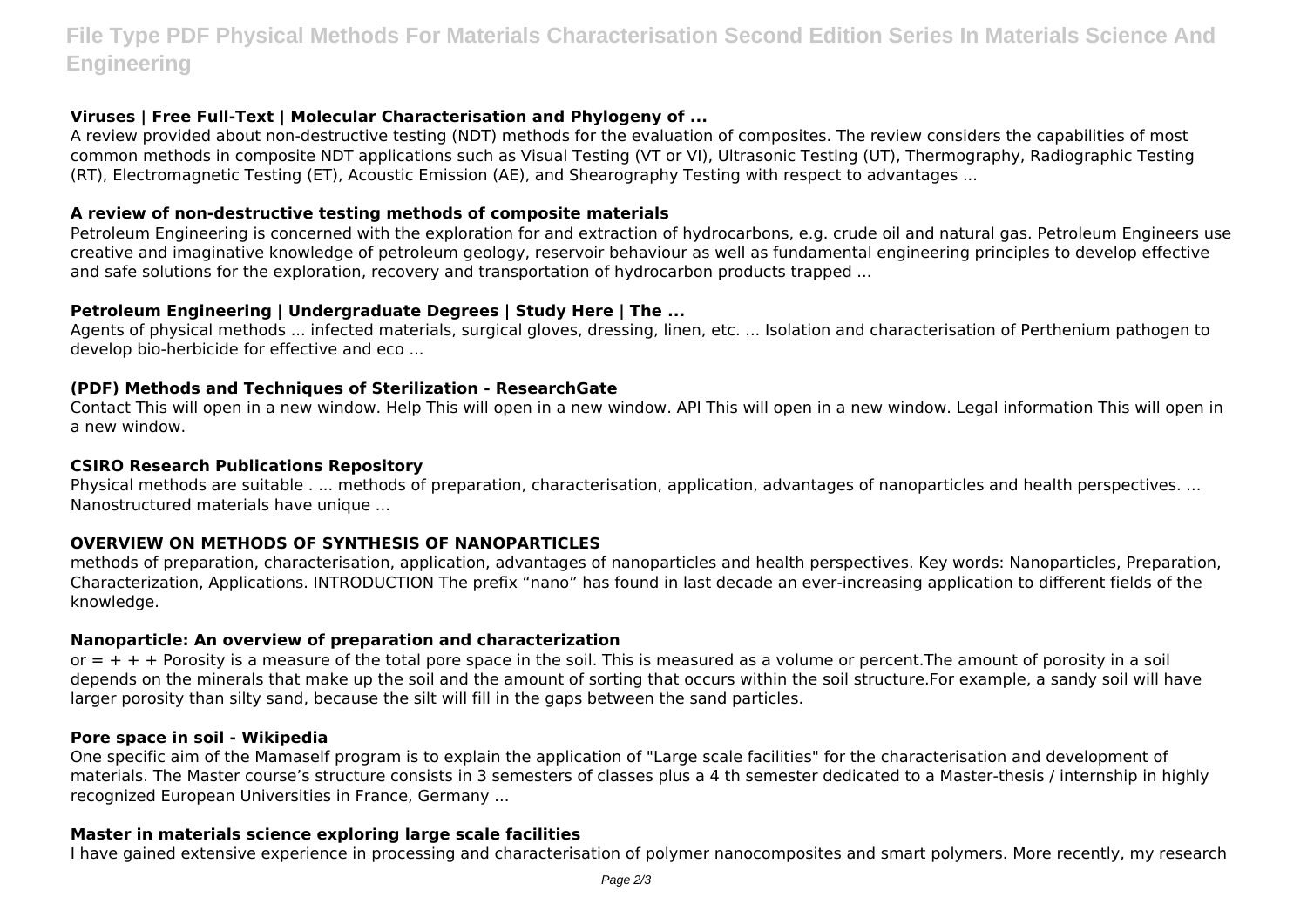### Viruses | Free Full-Text | Molecular Characterisation and Phylogeny of ...

A review provided about non-destructive testing (NDT) methods for the evaluation of composites. The review considers the capabilities of most common methods in composite NDT applications such as Visual Testing (VT or VI), Ultrasonic Testing (UT), Thermography, Radiographic Testing (RT), Electromagnetic Testing (ET), Acoustic Emission (AE), and Shearography Testing with respect to advantages ...

### A review of non-destructive testing methods of composite materials

Petroleum Engineering is concerned with the exploration for and extraction of hydrocarbons, e.g. crude oil and natural gas. Petroleum Engineers use creative and imaginative knowledge of petroleum geology, reservoir behaviour as well as fundamental engineering principles to develop effective and safe solutions for the exploration, recovery and transportation of hydrocarbon products trapped ...

### Petroleum Engineering | Undergraduate Degrees | Study Here | The ...

Agents of physical methods ... infected materials, surgical gloves, dressing, linen, etc. ... Isolation and characterisation of Perthenium pathogen to develop bio-herbicide for effective and eco ...

### (PDF) Methods and Techniques of Sterilization - ResearchGate

Contact This will open in a new window. Help This will open in a new window. API This will open in a new window. Legal information This will open in a new window.

### CSIRO Research Publications Repository

Physical methods are suitable . ... methods of preparation, characterisation, application, advantages of nanoparticles and health perspectives. ... Nanostructured materials have unique ...

### OVERVIEW ON METHODS OF SYNTHESIS OF NANOPARTICLES

methods of preparation, characterisation, application, advantages of nanoparticles and health perspectives. Key words: Nanoparticles, Preparation, Characterization, Applications. INTRODUCTION The prefix "nano" has found in last decade an ever-increasing application to different fields of the knowledge.

### Nanoparticle: An overview of preparation and characterization

or = + + + Porosity is a measure of the total pore space in the soil. This is measured as a volume or percent.The amount of porosity in a soil depends on the minerals that make up the soil and the amount of sorting that occurs within the soil structure.For example, a sandy soil will have larger porosity than silty sand, because the silt will fill in the gaps between the sand particles.

### Pore space in soil - Wikipedia

One specific aim of the Mamaself program is to explain the application of "Large scale facilities" for the characterisation and development of materials. The Master course's structure consists in 3 semesters of classes plus a 4 th semester dedicated to a Master-thesis / internship in highly recognized European Universities in France, Germany ...

### Master in materials science exploring large scale facilities

I have gained extensive experience in processing and characterisation of polymer nanocomposites and smart polymers. More recently, my research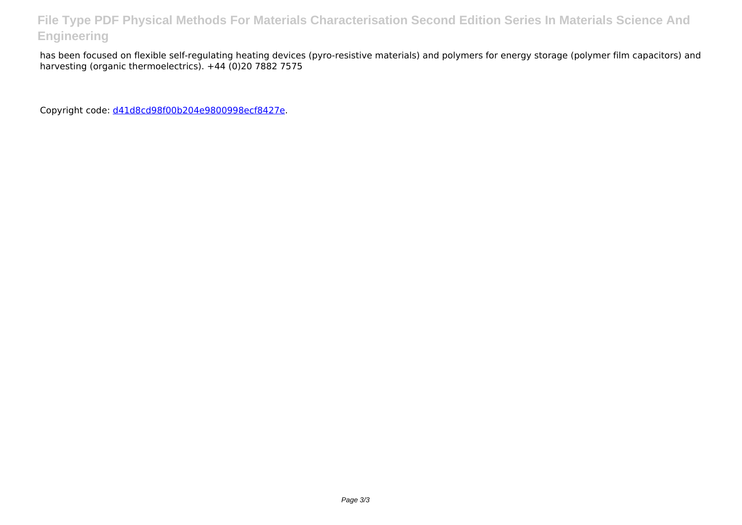has been focused on flexible self-regulating heating devices (pyro-resistive materials) and polymers for energy storage (polymer film capacitors) and harvesting (organic thermoelectrics). +44 (0)20 7882 7575

Copyright code: d41d8cd98f00b204e9800998ecf8427e.